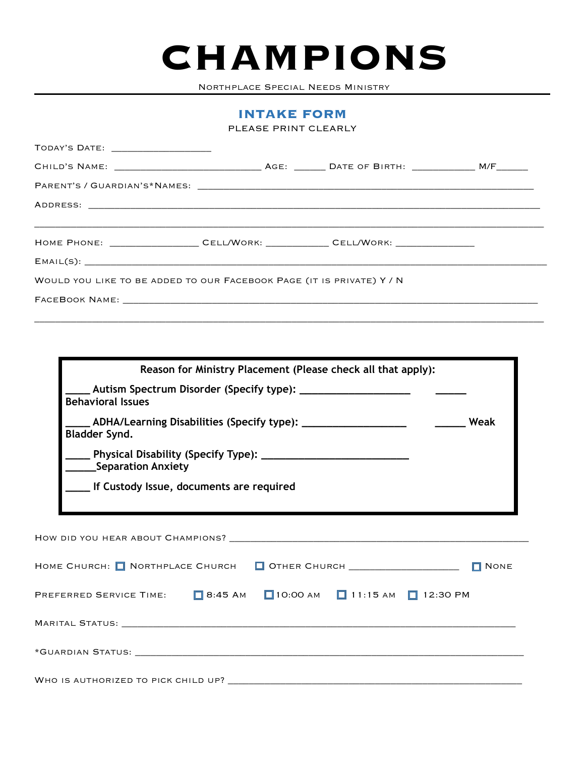# CHAMPIONS

NORTHPLACE SPECIAL NEEDS MINISTRY

## INTAKE FORM

PLEASE PRINT CLEARLY

TODAY'S DATE: ___________________

CHILD'S NAME: ____________________________ AGE: ______ DATE OF BIRTH: ____________ M/F______

PARENT'S / GUARDIAN'S*NAMES: ________________________________________________________________

ADDRESS: _____________________________________________________________________________

_____________________________________________________________________________________

HOME PHONE: ________________ CELL/WORK: ____________ CELL/WORK: ______________

EMAIL(S): _____________________________________________________________________________

WOULD YOU LIKE TO BE ADDED TO OUR FACEBOOK PAGE (IT IS PRIVATE) Y / N

FACEBOOK NAME: _______________________________________________________________________

_____________________________________________________________________________________

**Reason for Ministry Placement (Please check all that apply):**

**_____ Autism Spectrum Disorder (Specify type): ____________________ _____ Behavioral Issues**

**_____ ADHA/Learning Disabilities (Specify type): ___________________ _____ Weak Bladder Synd.**

**_____ Physical Disability (Specify Type): ___________________________ _____Separation Anxiety**

**_____ If Custody Issue, documents are required**

HOW DID YOU HEAR ABOUT CHAMPIONS? _______________________________________________________

HOME CHURCH: ☐ NORTHPLACE CHURCH ☐ OTHER CHURCH ____________________ ☐ NONE

PREFERRED SERVICE TIME: ☐ 8:45 AM ☐ 10:00 AM ☐ 11:15 AM ☐ 12:30 PM

MARITAL STATUS: _______________________________________________________________________

*GUARDIAN STATUS: _____________________________________________________________________

WHO IS AUTHORIZED TO PICK CHILD UP? _____________________________________________________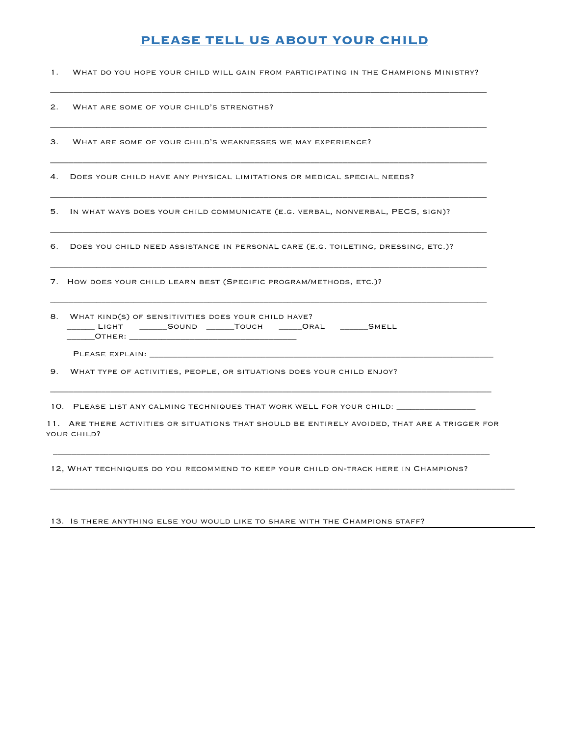## PLEASE TELL US ABOUT YOUR CHILD

1. What do you hope your child will gain from participating in the Champions Ministry?

______________________________________________________________________________

2. What are some of your child's strengths?

______________________________________________________________________________

3. What are some of your child's weaknesses we may experience?

______________________________________________________________________________

4. Does your child have any physical limitations or medical special needs?

______________________________________________________________________________

5. In what ways does your child communicate (e.g. verbal, nonverbal, PECS, sign)?

______________________________________________________________________________

6. Does you child need assistance in personal care (e.g. toileting, dressing, etc.)?

______________________________________________________________________________

7. How does your child learn best (Specific program/methods, etc.)?

______________________________________________________________________________

8. What kind(s) of sensitivities does your child have?
   ______ Light ______Sound ______Touch _____Oral ______Smell
   ______Other: ___________________________________

   Please explain: ________________________________________________________________

9. What type of activities, people, or situations does your child enjoy?

______________________________________________________________________________

10. Please list any calming techniques that work well for your child: ________________

11. Are there activities or situations that should be entirely avoided, that are a trigger for your child?

______________________________________________________________________________

12, What techniques do you recommend to keep your child on-track here in Champions?

______________________________________________________________________________

13. Is there anything else you would like to share with the Champions staff?